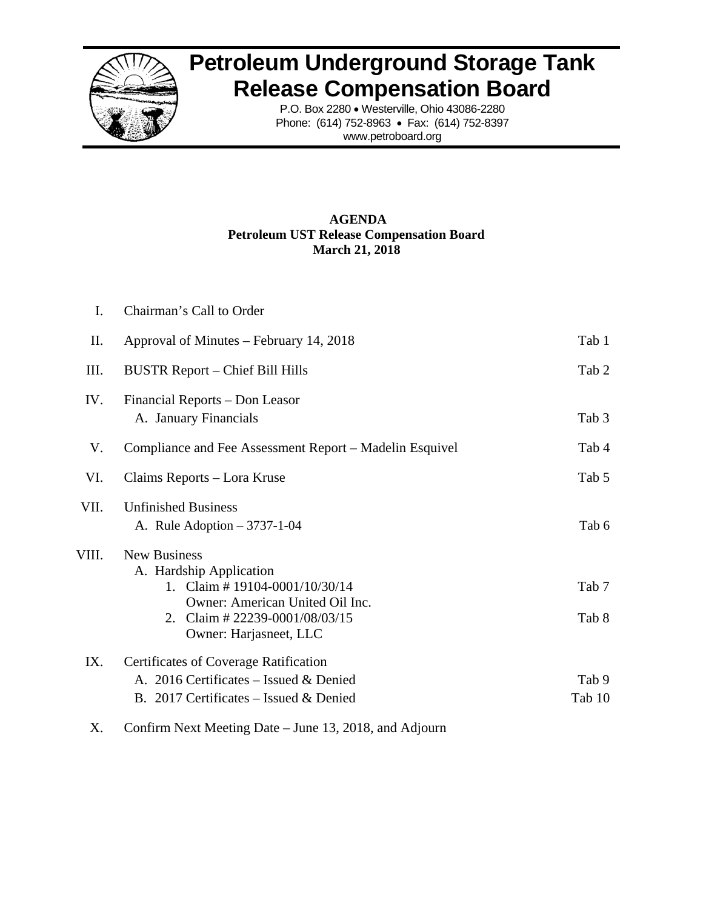# Petroleum Underground Storage Tank Release Compensation Board

P.O. Box 2280 • Westerville, Ohio 43086-2280
Phone: (614) 752-8963 • Fax: (614) 752-8397
www.petroboard.org

**AGENDA**
**Petroleum UST Release Compensation Board**
**March 21, 2018**

| | | |
|---|---|---|
| I. | Chairman's Call to Order | |
| II. | Approval of Minutes – February 14, 2018 | Tab 1 |
| III. | BUSTR Report – Chief Bill Hills | Tab 2 |
| IV. | Financial Reports – Don Leasor | |
| | A. January Financials | Tab 3 |
| V. | Compliance and Fee Assessment Report – Madelin Esquivel | Tab 4 |
| VI. | Claims Reports – Lora Kruse | Tab 5 |
| VII. | Unfinished Business | |
| | A. Rule Adoption – 3737-1-04 | Tab 6 |
| VIII. | New Business | |
| | A. Hardship Application | |
| | 1. Claim # 19104-0001/10/30/14 Owner: American United Oil Inc. | Tab 7 |
| | 2. Claim # 22239-0001/08/03/15 Owner: Harjasneet, LLC | Tab 8 |
| IX. | Certificates of Coverage Ratification | |
| | A. 2016 Certificates – Issued & Denied | Tab 9 |
| | B. 2017 Certificates – Issued & Denied | Tab 10 |
| X. | Confirm Next Meeting Date – June 13, 2018, and Adjourn | |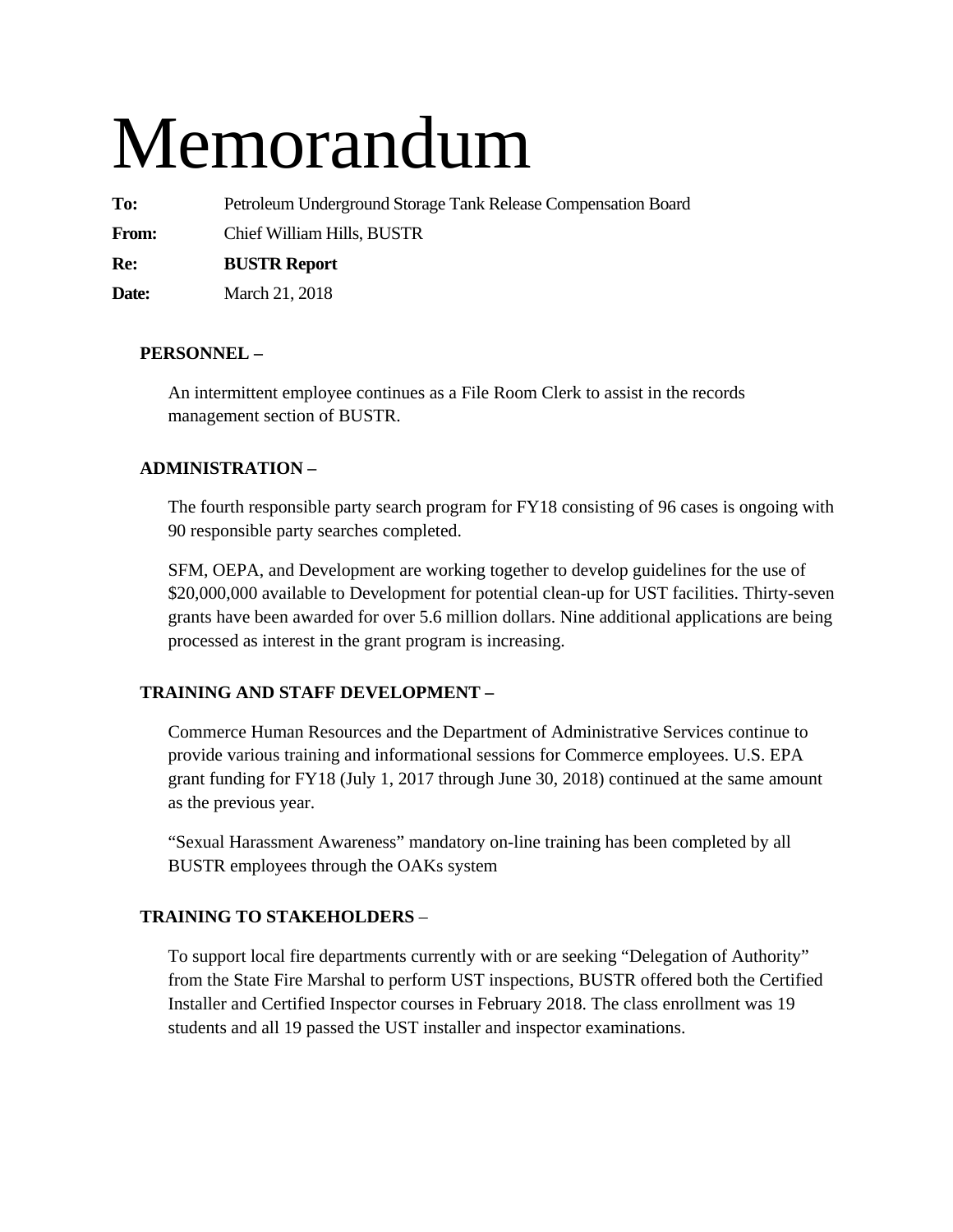# Memorandum

**To:** Petroleum Underground Storage Tank Release Compensation Board

**From:** Chief William Hills, BUSTR

**Re:** **BUSTR Report**

**Date:** March 21, 2018

**PERSONNEL –**

An intermittent employee continues as a File Room Clerk to assist in the records management section of BUSTR.

**ADMINISTRATION –**

The fourth responsible party search program for FY18 consisting of 96 cases is ongoing with 90 responsible party searches completed.

SFM, OEPA, and Development are working together to develop guidelines for the use of $20,000,000 available to Development for potential clean-up for UST facilities. Thirty-seven grants have been awarded for over 5.6 million dollars. Nine additional applications are being processed as interest in the grant program is increasing.

**TRAINING AND STAFF DEVELOPMENT –**

Commerce Human Resources and the Department of Administrative Services continue to provide various training and informational sessions for Commerce employees. U.S. EPA grant funding for FY18 (July 1, 2017 through June 30, 2018) continued at the same amount as the previous year.

"Sexual Harassment Awareness" mandatory on-line training has been completed by all BUSTR employees through the OAKs system

**TRAINING TO STAKEHOLDERS** –

To support local fire departments currently with or are seeking "Delegation of Authority" from the State Fire Marshal to perform UST inspections, BUSTR offered both the Certified Installer and Certified Inspector courses in February 2018. The class enrollment was 19 students and all 19 passed the UST installer and inspector examinations.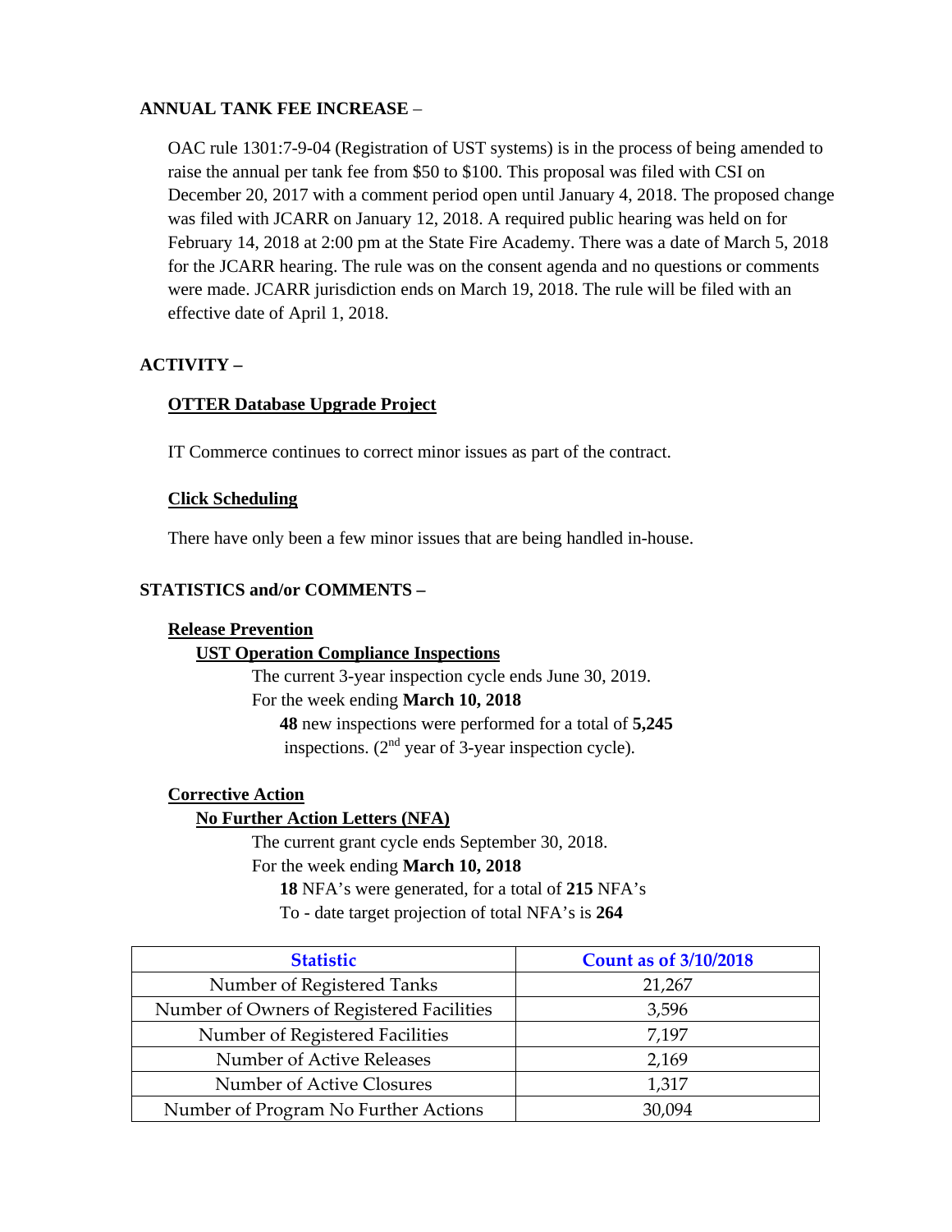**ANNUAL TANK FEE INCREASE** –

OAC rule 1301:7-9-04 (Registration of UST systems) is in the process of being amended to raise the annual per tank fee from $50 to $100. This proposal was filed with CSI on December 20, 2017 with a comment period open until January 4, 2018. The proposed change was filed with JCARR on January 12, 2018. A required public hearing was held on for February 14, 2018 at 2:00 pm at the State Fire Academy. There was a date of March 5, 2018 for the JCARR hearing. The rule was on the consent agenda and no questions or comments were made. JCARR jurisdiction ends on March 19, 2018. The rule will be filed with an effective date of April 1, 2018.

**ACTIVITY –**

**OTTER Database Upgrade Project**

IT Commerce continues to correct minor issues as part of the contract.

**Click Scheduling**

There have only been a few minor issues that are being handled in-house.

**STATISTICS and/or COMMENTS –**

**Release Prevention**

**UST Operation Compliance Inspections**

The current 3-year inspection cycle ends June 30, 2019.

For the week ending **March 10, 2018**

**48** new inspections were performed for a total of **5,245** inspections. (2nd year of 3-year inspection cycle).

**Corrective Action**

**No Further Action Letters (NFA)**

The current grant cycle ends September 30, 2018.

For the week ending **March 10, 2018**

**18** NFA's were generated, for a total of **215** NFA's

To - date target projection of total NFA's is **264**

| Statistic | Count as of 3/10/2018 |
| --- | --- |
| Number of Registered Tanks | 21,267 |
| Number of Owners of Registered Facilities | 3,596 |
| Number of Registered Facilities | 7,197 |
| Number of Active Releases | 2,169 |
| Number of Active Closures | 1,317 |
| Number of Program No Further Actions | 30,094 |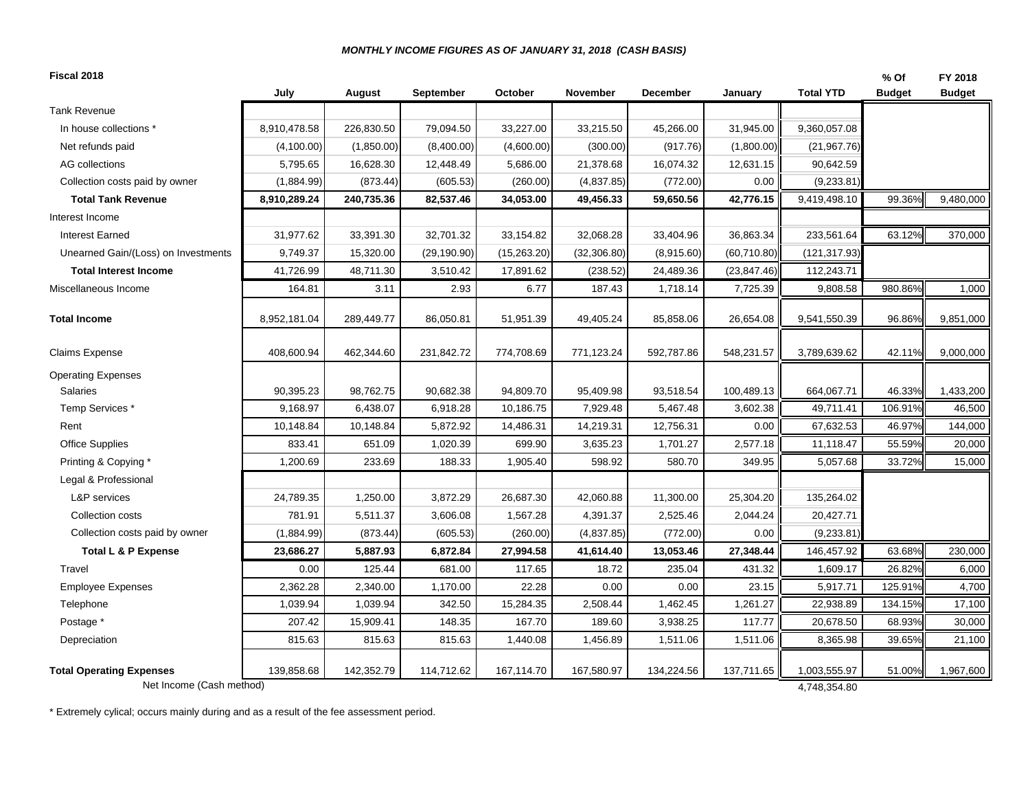***MONTHLY INCOME FIGURES AS OF JANUARY 31, 2018 (CASH BASIS)***

**Fiscal 2018**

| | July | August | September | October | November | December | January | Total YTD | % Of Budget | FY 2018 Budget |
|---|---|---|---|---|---|---|---|---|---|---|
| Tank Revenue | | | | | | | | | | |
| In house collections * | 8,910,478.58 | 226,830.50 | 79,094.50 | 33,227.00 | 33,215.50 | 45,266.00 | 31,945.00 | 9,360,057.08 | | |
| Net refunds paid | (4,100.00) | (1,850.00) | (8,400.00) | (4,600.00) | (300.00) | (917.76) | (1,800.00) | (21,967.76) | | |
| AG collections | 5,795.65 | 16,628.30 | 12,448.49 | 5,686.00 | 21,378.68 | 16,074.32 | 12,631.15 | 90,642.59 | | |
| Collection costs paid by owner | (1,884.99) | (873.44) | (605.53) | (260.00) | (4,837.85) | (772.00) | 0.00 | (9,233.81) | | |
| **Total Tank Revenue** | **8,910,289.24** | **240,735.36** | **82,537.46** | **34,053.00** | **49,456.33** | **59,650.56** | **42,776.15** | 9,419,498.10 | 99.36% | 9,480,000 |
| Interest Income | | | | | | | | | | |
| Interest Earned | 31,977.62 | 33,391.30 | 32,701.32 | 33,154.82 | 32,068.28 | 33,404.96 | 36,863.34 | 233,561.64 | 63.12% | 370,000 |
| Unearned Gain/(Loss) on Investments | 9,749.37 | 15,320.00 | (29,190.90) | (15,263.20) | (32,306.80) | (8,915.60) | (60,710.80) | (121,317.93) | | |
| **Total Interest Income** | 41,726.99 | 48,711.30 | 3,510.42 | 17,891.62 | (238.52) | 24,489.36 | (23,847.46) | 112,243.71 | | |
| Miscellaneous Income | 164.81 | 3.11 | 2.93 | 6.77 | 187.43 | 1,718.14 | 7,725.39 | 9,808.58 | 980.86% | 1,000 |
| **Total Income** | 8,952,181.04 | 289,449.77 | 86,050.81 | 51,951.39 | 49,405.24 | 85,858.06 | 26,654.08 | 9,541,550.39 | 96.86% | 9,851,000 |
| Claims Expense | 408,600.94 | 462,344.60 | 231,842.72 | 774,708.69 | 771,123.24 | 592,787.86 | 548,231.57 | 3,789,639.62 | 42.11% | 9,000,000 |
| Operating Expenses | | | | | | | | | | |
| Salaries | 90,395.23 | 98,762.75 | 90,682.38 | 94,809.70 | 95,409.98 | 93,518.54 | 100,489.13 | 664,067.71 | 46.33% | 1,433,200 |
| Temp Services * | 9,168.97 | 6,438.07 | 6,918.28 | 10,186.75 | 7,929.48 | 5,467.48 | 3,602.38 | 49,711.41 | 106.91% | 46,500 |
| Rent | 10,148.84 | 10,148.84 | 5,872.92 | 14,486.31 | 14,219.31 | 12,756.31 | 0.00 | 67,632.53 | 46.97% | 144,000 |
| Office Supplies | 833.41 | 651.09 | 1,020.39 | 699.90 | 3,635.23 | 1,701.27 | 2,577.18 | 11,118.47 | 55.59% | 20,000 |
| Printing & Copying * | 1,200.69 | 233.69 | 188.33 | 1,905.40 | 598.92 | 580.70 | 349.95 | 5,057.68 | 33.72% | 15,000 |
| Legal & Professional | | | | | | | | | | |
| L&P services | 24,789.35 | 1,250.00 | 3,872.29 | 26,687.30 | 42,060.88 | 11,300.00 | 25,304.20 | 135,264.02 | | |
| Collection costs | 781.91 | 5,511.37 | 3,606.08 | 1,567.28 | 4,391.37 | 2,525.46 | 2,044.24 | 20,427.71 | | |
| Collection costs paid by owner | (1,884.99) | (873.44) | (605.53) | (260.00) | (4,837.85) | (772.00) | 0.00 | (9,233.81) | | |
| **Total L & P Expense** | **23,686.27** | **5,887.93** | **6,872.84** | **27,994.58** | **41,614.40** | **13,053.46** | **27,348.44** | 146,457.92 | 63.68% | 230,000 |
| Travel | 0.00 | 125.44 | 681.00 | 117.65 | 18.72 | 235.04 | 431.32 | 1,609.17 | 26.82% | 6,000 |
| Employee Expenses | 2,362.28 | 2,340.00 | 1,170.00 | 22.28 | 0.00 | 0.00 | 23.15 | 5,917.71 | 125.91% | 4,700 |
| Telephone | 1,039.94 | 1,039.94 | 342.50 | 15,284.35 | 2,508.44 | 1,462.45 | 1,261.27 | 22,938.89 | 134.15% | 17,100 |
| Postage * | 207.42 | 15,909.41 | 148.35 | 167.70 | 189.60 | 3,938.25 | 117.77 | 20,678.50 | 68.93% | 30,000 |
| Depreciation | 815.63 | 815.63 | 815.63 | 1,440.08 | 1,456.89 | 1,511.06 | 1,511.06 | 8,365.98 | 39.65% | 21,100 |
| **Total Operating Expenses** | 139,858.68 | 142,352.79 | 114,712.62 | 167,114.70 | 167,580.97 | 134,224.56 | 137,711.65 | 1,003,555.97 | 51.00% | 1,967,600 |
| Net Income (Cash method) | | | | | | | | 4,748,354.80 | | |

* Extremely cylical; occurs mainly during and as a result of the fee assessment period.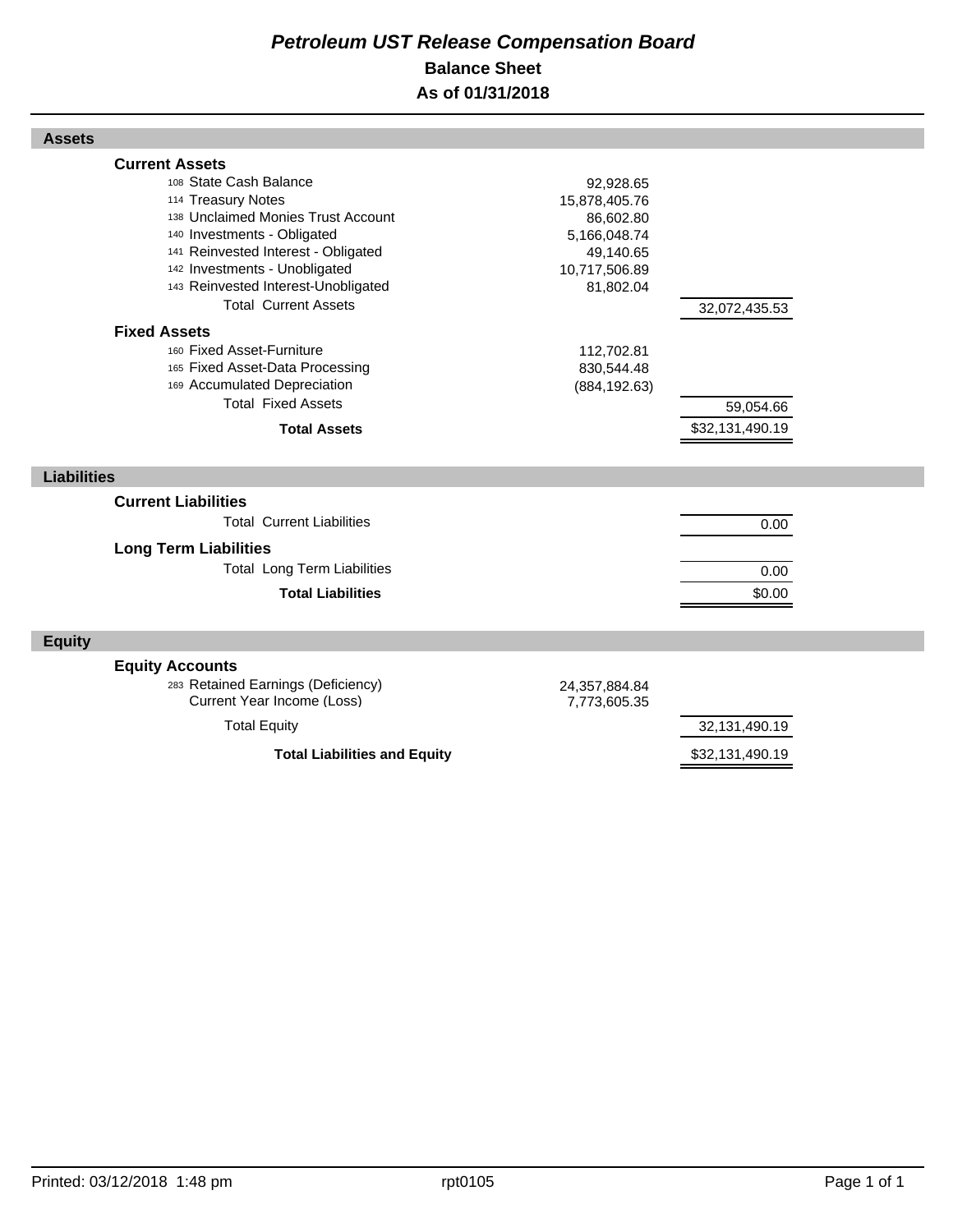# *Petroleum UST Release Compensation Board*

## Balance Sheet

## As of 01/31/2018

| | | |
|---|---|---|
| **Assets** | | |
| **Current Assets** | | |
| 108 State Cash Balance | 92,928.65 | |
| 114 Treasury Notes | 15,878,405.76 | |
| 138 Unclaimed Monies Trust Account | 86,602.80 | |
| 140 Investments - Obligated | 5,166,048.74 | |
| 141 Reinvested Interest - Obligated | 49,140.65 | |
| 142 Investments - Unobligated | 10,717,506.89 | |
| 143 Reinvested Interest-Unobligated | 81,802.04 | |
| Total Current Assets | | 32,072,435.53 |
| **Fixed Assets** | | |
| 160 Fixed Asset-Furniture | 112,702.81 | |
| 165 Fixed Asset-Data Processing | 830,544.48 | |
| 169 Accumulated Depreciation | (884,192.63) | |
| Total Fixed Assets | | 59,054.66 |
| **Total Assets** | | $32,131,490.19 |
| **Liabilities** | | |
| **Current Liabilities** | | |
| Total Current Liabilities | | 0.00 |
| **Long Term Liabilities** | | |
| Total Long Term Liabilities | | 0.00 |
| **Total Liabilities** | | $0.00 |
| **Equity** | | |
| **Equity Accounts** | | |
| 283 Retained Earnings (Deficiency) | 24,357,884.84 | |
| Current Year Income (Loss) | 7,773,605.35 | |
| Total Equity | | 32,131,490.19 |
| **Total Liabilities and Equity** | | $32,131,490.19 |

Printed: 03/12/2018 1:48 pm rpt0105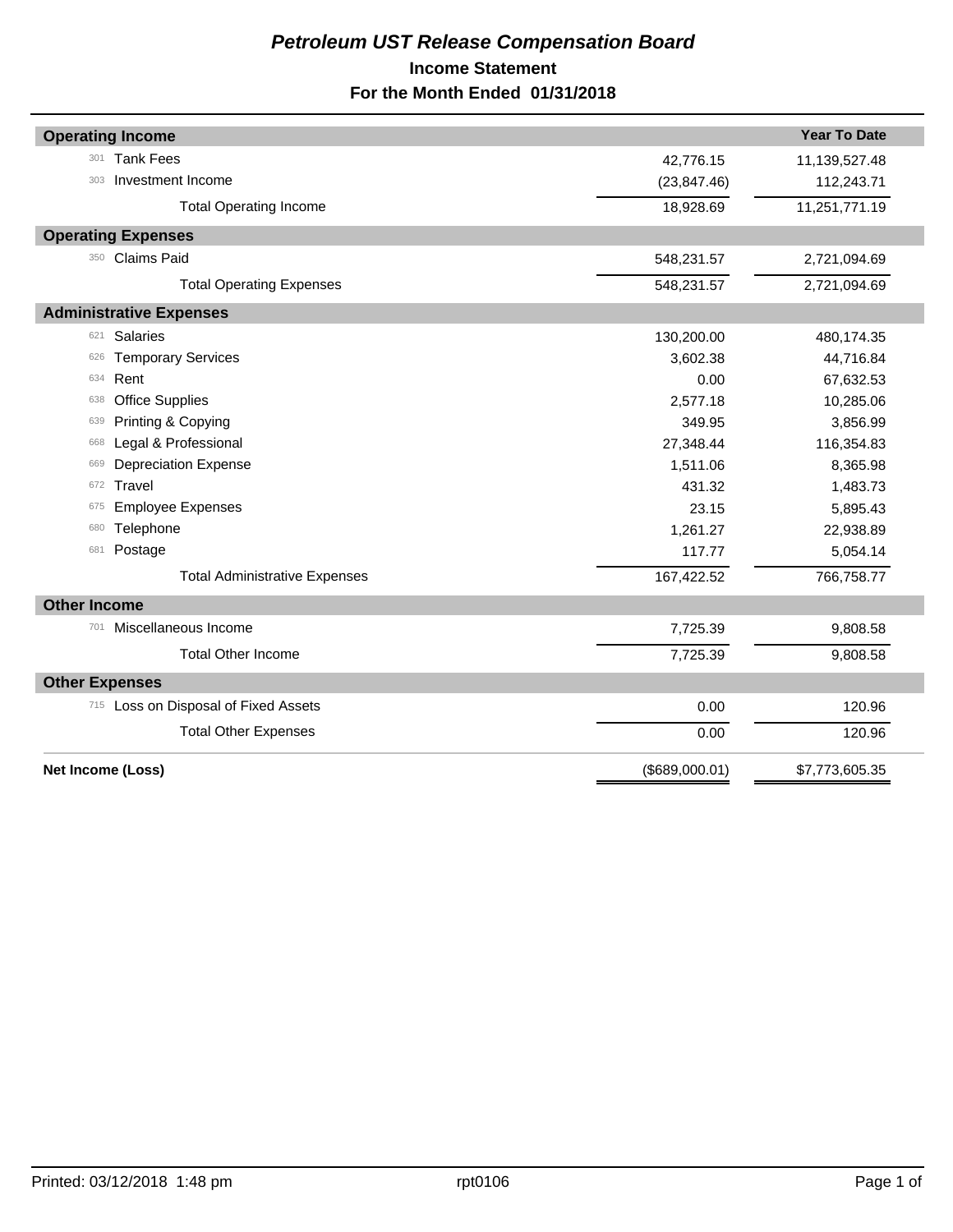# *Petroleum UST Release Compensation Board*

## Income Statement

## For the Month Ended 01/31/2018

| | | | Year To Date |
|---|---|---|---|
| **Operating Income** | | | |
| 301 | Tank Fees | 42,776.15 | 11,139,527.48 |
| 303 | Investment Income | (23,847.46) | 112,243.71 |
| | Total Operating Income | 18,928.69 | 11,251,771.19 |
| **Operating Expenses** | | | |
| 350 | Claims Paid | 548,231.57 | 2,721,094.69 |
| | Total Operating Expenses | 548,231.57 | 2,721,094.69 |
| **Administrative Expenses** | | | |
| 621 | Salaries | 130,200.00 | 480,174.35 |
| 626 | Temporary Services | 3,602.38 | 44,716.84 |
| 634 | Rent | 0.00 | 67,632.53 |
| 638 | Office Supplies | 2,577.18 | 10,285.06 |
| 639 | Printing & Copying | 349.95 | 3,856.99 |
| 668 | Legal & Professional | 27,348.44 | 116,354.83 |
| 669 | Depreciation Expense | 1,511.06 | 8,365.98 |
| 672 | Travel | 431.32 | 1,483.73 |
| 675 | Employee Expenses | 23.15 | 5,895.43 |
| 680 | Telephone | 1,261.27 | 22,938.89 |
| 681 | Postage | 117.77 | 5,054.14 |
| | Total Administrative Expenses | 167,422.52 | 766,758.77 |
| **Other Income** | | | |
| 701 | Miscellaneous Income | 7,725.39 | 9,808.58 |
| | Total Other Income | 7,725.39 | 9,808.58 |
| **Other Expenses** | | | |
| 715 | Loss on Disposal of Fixed Assets | 0.00 | 120.96 |
| | Total Other Expenses | 0.00 | 120.96 |
| **Net Income (Loss)** | | ($689,000.01) | $7,773,605.35 |

Printed: 03/12/2018 1:48 pm rpt0106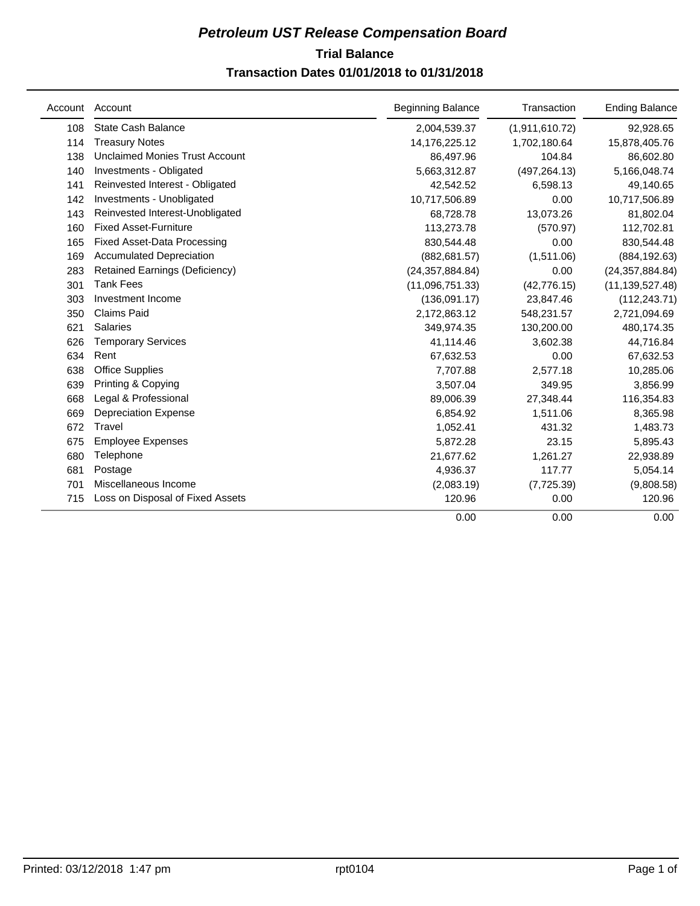# *Petroleum UST Release Compensation Board*

## Trial Balance

## Transaction Dates 01/01/2018 to 01/31/2018

| Account | Account | Beginning Balance | Transaction | Ending Balance |
|---|---|---|---|---|
| 108 | State Cash Balance | 2,004,539.37 | (1,911,610.72) | 92,928.65 |
| 114 | Treasury Notes | 14,176,225.12 | 1,702,180.64 | 15,878,405.76 |
| 138 | Unclaimed Monies Trust Account | 86,497.96 | 104.84 | 86,602.80 |
| 140 | Investments - Obligated | 5,663,312.87 | (497,264.13) | 5,166,048.74 |
| 141 | Reinvested Interest - Obligated | 42,542.52 | 6,598.13 | 49,140.65 |
| 142 | Investments - Unobligated | 10,717,506.89 | 0.00 | 10,717,506.89 |
| 143 | Reinvested Interest-Unobligated | 68,728.78 | 13,073.26 | 81,802.04 |
| 160 | Fixed Asset-Furniture | 113,273.78 | (570.97) | 112,702.81 |
| 165 | Fixed Asset-Data Processing | 830,544.48 | 0.00 | 830,544.48 |
| 169 | Accumulated Depreciation | (882,681.57) | (1,511.06) | (884,192.63) |
| 283 | Retained Earnings (Deficiency) | (24,357,884.84) | 0.00 | (24,357,884.84) |
| 301 | Tank Fees | (11,096,751.33) | (42,776.15) | (11,139,527.48) |
| 303 | Investment Income | (136,091.17) | 23,847.46 | (112,243.71) |
| 350 | Claims Paid | 2,172,863.12 | 548,231.57 | 2,721,094.69 |
| 621 | Salaries | 349,974.35 | 130,200.00 | 480,174.35 |
| 626 | Temporary Services | 41,114.46 | 3,602.38 | 44,716.84 |
| 634 | Rent | 67,632.53 | 0.00 | 67,632.53 |
| 638 | Office Supplies | 7,707.88 | 2,577.18 | 10,285.06 |
| 639 | Printing & Copying | 3,507.04 | 349.95 | 3,856.99 |
| 668 | Legal & Professional | 89,006.39 | 27,348.44 | 116,354.83 |
| 669 | Depreciation Expense | 6,854.92 | 1,511.06 | 8,365.98 |
| 672 | Travel | 1,052.41 | 431.32 | 1,483.73 |
| 675 | Employee Expenses | 5,872.28 | 23.15 | 5,895.43 |
| 680 | Telephone | 21,677.62 | 1,261.27 | 22,938.89 |
| 681 | Postage | 4,936.37 | 117.77 | 5,054.14 |
| 701 | Miscellaneous Income | (2,083.19) | (7,725.39) | (9,808.58) |
| 715 | Loss on Disposal of Fixed Assets | 120.96 | 0.00 | 120.96 |
| | | 0.00 | 0.00 | 0.00 |

Printed: 03/12/2018 1:47 pm rpt0104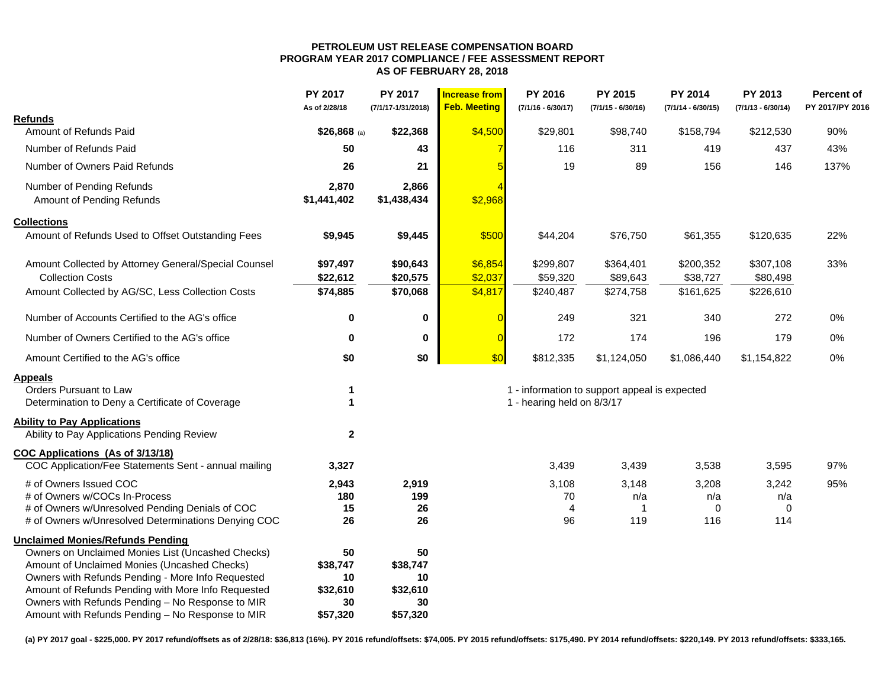**PETROLEUM UST RELEASE COMPENSATION BOARD**
**PROGRAM YEAR 2017 COMPLIANCE / FEE ASSESSMENT REPORT**
**AS OF FEBRUARY 28, 2018**

| | PY 2017 As of 2/28/18 | PY 2017 (7/1/17-1/31/2018) | Increase from Feb. Meeting | PY 2016 (7/1/16 - 6/30/17) | PY 2015 (7/1/15 - 6/30/16) | PY 2014 (7/1/14 - 6/30/15) | PY 2013 (7/1/13 - 6/30/14) | Percent of PY 2017/PY 2016 |
|---|---|---|---|---|---|---|---|---|
| **Refunds** | | | | | | | | |
| Amount of Refunds Paid | **$26,868** (a) | **$22,368** | $4,500 | $29,801 | $98,740 | $158,794 | $212,530 | 90% |
| Number of Refunds Paid | **50** | **43** | 7 | 116 | 311 | 419 | 437 | 43% |
| Number of Owners Paid Refunds | **26** | **21** | 5 | 19 | 89 | 156 | 146 | 137% |
| Number of Pending Refunds | **2,870** | **2,866** | 4 | | | | | |
| Amount of Pending Refunds | **$1,441,402** | **$1,438,434** | $2,968 | | | | | |
| **Collections** | | | | | | | | |
| Amount of Refunds Used to Offset Outstanding Fees | **$9,945** | **$9,445** | $500 | $44,204 | $76,750 | $61,355 | $120,635 | 22% |
| Amount Collected by Attorney General/Special Counsel | **$97,497** | **$90,643** | $6,854 | $299,807 | $364,401 | $200,352 | $307,108 | 33% |
| Collection Costs | **$22,612** | **$20,575** | $2,037 | $59,320 | $89,643 | $38,727 | $80,498 | |
| Amount Collected by AG/SC, Less Collection Costs | **$74,885** | **$70,068** | $4,817 | $240,487 | $274,758 | $161,625 | $226,610 | |
| Number of Accounts Certified to the AG's office | **0** | **0** | 0 | 249 | 321 | 340 | 272 | 0% |
| Number of Owners Certified to the AG's office | **0** | **0** | 0 | 172 | 174 | 196 | 179 | 0% |
| Amount Certified to the AG's office | **$0** | **$0** | $0 | $812,335 | $1,124,050 | $1,086,440 | $1,154,822 | 0% |
| **Appeals** | | | | | | | | |
| Orders Pursuant to Law | **1** | | | 1 - information to support appeal is expected | | | | |
| Determination to Deny a Certificate of Coverage | **1** | | | 1 - hearing held on 8/3/17 | | | | |
| **Ability to Pay Applications** | | | | | | | | |
| Ability to Pay Applications Pending Review | **2** | | | | | | | |
| **COC Applications (As of 3/13/18)** | | | | | | | | |
| COC Application/Fee Statements Sent - annual mailing | **3,327** | | | 3,439 | 3,439 | 3,538 | 3,595 | 97% |
| # of Owners Issued COC | **2,943** | **2,919** | | 3,108 | 3,148 | 3,208 | 3,242 | 95% |
| # of Owners w/COCs In-Process | **180** | **199** | | 70 | n/a | n/a | n/a | |
| # of Owners w/Unresolved Pending Denials of COC | **15** | **26** | | 4 | 1 | 0 | 0 | |
| # of Owners w/Unresolved Determinations Denying COC | **26** | **26** | | 96 | 119 | 116 | 114 | |
| **Unclaimed Monies/Refunds Pending** | | | | | | | | |
| Owners on Unclaimed Monies List (Uncashed Checks) | **50** | **50** | | | | | | |
| Amount of Unclaimed Monies (Uncashed Checks) | **$38,747** | **$38,747** | | | | | | |
| Owners with Refunds Pending - More Info Requested | **10** | **10** | | | | | | |
| Amount of Refunds Pending with More Info Requested | **$32,610** | **$32,610** | | | | | | |
| Owners with Refunds Pending – No Response to MIR | **30** | **30** | | | | | | |
| Amount with Refunds Pending – No Response to MIR | **$57,320** | **$57,320** | | | | | | |

**(a) PY 2017 goal - $225,000. PY 2017 refund/offsets as of 2/28/18: $36,813 (16%). PY 2016 refund/offsets: $74,005. PY 2015 refund/offsets: $175,490. PY 2014 refund/offsets: $220,149. PY 2013 refund/offsets: $333,165.**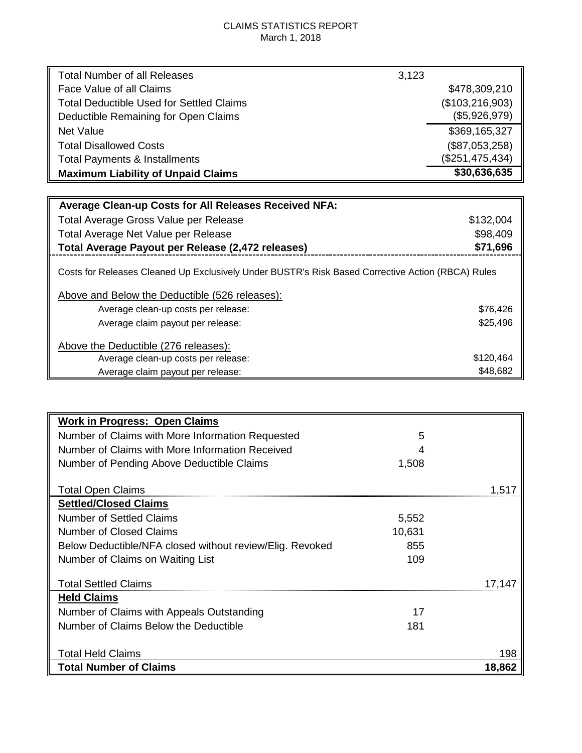# CLAIMS STATISTICS REPORT

March 1, 2018

| | | |
|---|---|---|
| Total Number of all Releases | 3,123 | |
| Face Value of all Claims | | $478,309,210 |
| Total Deductible Used for Settled Claims | | ($103,216,903) |
| Deductible Remaining for Open Claims | | ($5,926,979) |
| Net Value | | $369,165,327 |
| Total Disallowed Costs | | ($87,053,258) |
| Total Payments & Installments | | ($251,475,434) |
| **Maximum Liability of Unpaid Claims** | | **$30,636,635** |

| | |
|---|---|
| **Average Clean-up Costs for All Releases Received NFA:** | |
| Total Average Gross Value per Release | $132,004 |
| Total Average Net Value per Release | $98,409 |
| **Total Average Payout per Release (2,472 releases)** | **$71,696** |

Costs for Releases Cleaned Up Exclusively Under BUSTR's Risk Based Corrective Action (RBCA) Rules

| | |
|---|---|
| Above and Below the Deductible (526 releases): | |
| Average clean-up costs per release: | $76,426 |
| Average claim payout per release: | $25,496 |
| Above the Deductible (276 releases): | |
| Average clean-up costs per release: | $120,464 |
| Average claim payout per release: | $48,682 |

| | | |
|---|---|---|
| **Work in Progress: Open Claims** | | |
| Number of Claims with More Information Requested | 5 | |
| Number of Claims with More Information Received | 4 | |
| Number of Pending Above Deductible Claims | 1,508 | |
| Total Open Claims | | 1,517 |
| **Settled/Closed Claims** | | |
| Number of Settled Claims | 5,552 | |
| Number of Closed Claims | 10,631 | |
| Below Deductible/NFA closed without review/Elig. Revoked | 855 | |
| Number of Claims on Waiting List | 109 | |
| Total Settled Claims | | 17,147 |
| **Held Claims** | | |
| Number of Claims with Appeals Outstanding | 17 | |
| Number of Claims Below the Deductible | 181 | |
| Total Held Claims | | 198 |
| **Total Number of Claims** | | **18,862** |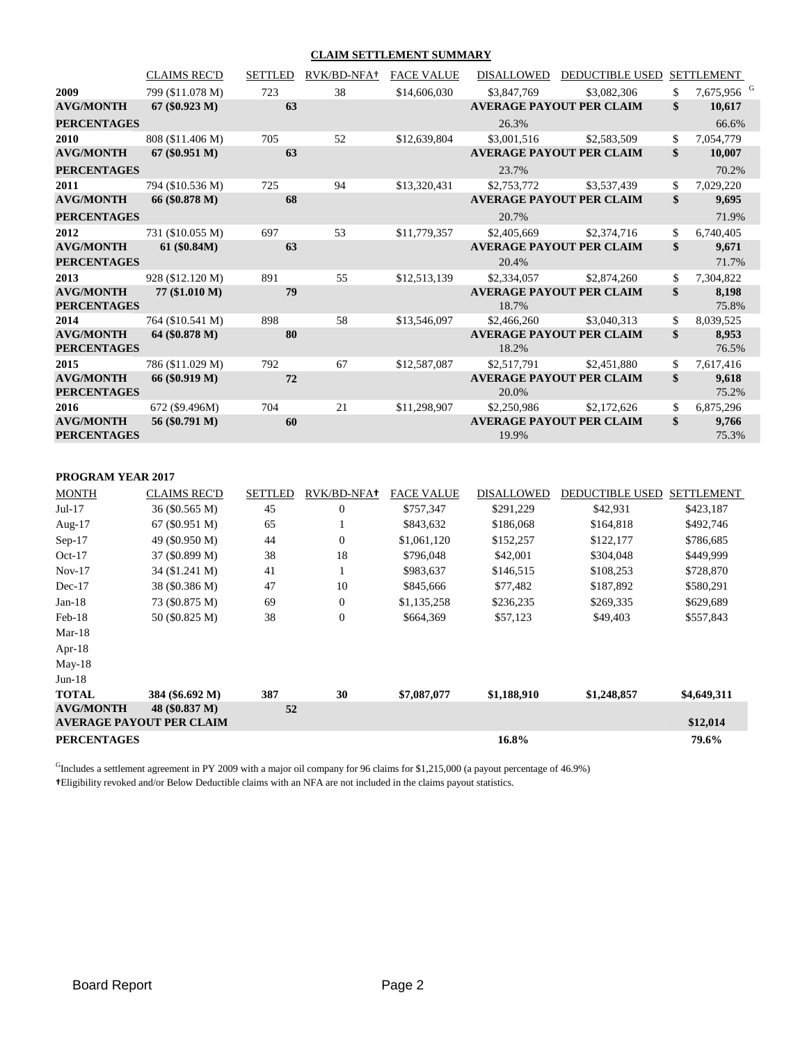## CLAIM SETTLEMENT SUMMARY

| | CLAIMS REC'D | SETTLED | RVK/BD-NFA† | FACE VALUE | DISALLOWED | DEDUCTIBLE USED | SETTLEMENT |
|---|---|---|---|---|---|---|---|
| **2009** | 799 ($11.078 M) | 723 | 38 | $14,606,030 | $3,847,769 | $3,082,306 | $ 7,675,956 [G] |
| **AVG/MONTH** | **67 ($0.923 M)** | **63** | | | **AVERAGE PAYOUT PER CLAIM** | | **$ 10,617** |
| **PERCENTAGES** | | | | | 26.3% | | 66.6% |
| **2010** | 808 ($11.406 M) | 705 | 52 | $12,639,804 | $3,001,516 | $2,583,509 | $ 7,054,779 |
| **AVG/MONTH** | **67 ($0.951 M)** | **63** | | | **AVERAGE PAYOUT PER CLAIM** | | **$ 10,007** |
| **PERCENTAGES** | | | | | 23.7% | | 70.2% |
| **2011** | 794 ($10.536 M) | 725 | 94 | $13,320,431 | $2,753,772 | $3,537,439 | $ 7,029,220 |
| **AVG/MONTH** | **66 ($0.878 M)** | **68** | | | **AVERAGE PAYOUT PER CLAIM** | | **$ 9,695** |
| **PERCENTAGES** | | | | | 20.7% | | 71.9% |
| **2012** | 731 ($10.055 M) | 697 | 53 | $11,779,357 | $2,405,669 | $2,374,716 | $ 6,740,405 |
| **AVG/MONTH** | **61 ($0.84M)** | **63** | | | **AVERAGE PAYOUT PER CLAIM** | | **$ 9,671** |
| **PERCENTAGES** | | | | | 20.4% | | 71.7% |
| **2013** | 928 ($12.120 M) | 891 | 55 | $12,513,139 | $2,334,057 | $2,874,260 | $ 7,304,822 |
| **AVG/MONTH** | **77 ($1.010 M)** | **79** | | | **AVERAGE PAYOUT PER CLAIM** | | **$ 8,198** |
| **PERCENTAGES** | | | | | 18.7% | | 75.8% |
| **2014** | 764 ($10.541 M) | 898 | 58 | $13,546,097 | $2,466,260 | $3,040,313 | $ 8,039,525 |
| **AVG/MONTH** | **64 ($0.878 M)** | **80** | | | **AVERAGE PAYOUT PER CLAIM** | | **$ 8,953** |
| **PERCENTAGES** | | | | | 18.2% | | 76.5% |
| **2015** | 786 ($11.029 M) | 792 | 67 | $12,587,087 | $2,517,791 | $2,451,880 | $ 7,617,416 |
| **AVG/MONTH** | **66 ($0.919 M)** | **72** | | | **AVERAGE PAYOUT PER CLAIM** | | **$ 9,618** |
| **PERCENTAGES** | | | | | 20.0% | | 75.2% |
| **2016** | 672 ($9.496M) | 704 | 21 | $11,298,907 | $2,250,986 | $2,172,626 | $ 6,875,296 |
| **AVG/MONTH** | **56 ($0.791 M)** | **60** | | | **AVERAGE PAYOUT PER CLAIM** | | **$ 9,766** |
| **PERCENTAGES** | | | | | 19.9% | | 75.3% |

### PROGRAM YEAR 2017

| MONTH | CLAIMS REC'D | SETTLED | RVK/BD-NFA† | FACE VALUE | DISALLOWED | DEDUCTIBLE USED | SETTLEMENT |
|---|---|---|---|---|---|---|---|
| Jul-17 | 36 ($0.565 M) | 45 | 0 | $757,347 | $291,229 | $42,931 | $423,187 |
| Aug-17 | 67 ($0.951 M) | 65 | 1 | $843,632 | $186,068 | $164,818 | $492,746 |
| Sep-17 | 49 ($0.950 M) | 44 | 0 | $1,061,120 | $152,257 | $122,177 | $786,685 |
| Oct-17 | 37 ($0.899 M) | 38 | 18 | $796,048 | $42,001 | $304,048 | $449,999 |
| Nov-17 | 34 ($1.241 M) | 41 | 1 | $983,637 | $146,515 | $108,253 | $728,870 |
| Dec-17 | 38 ($0.386 M) | 47 | 10 | $845,666 | $77,482 | $187,892 | $580,291 |
| Jan-18 | 73 ($0.875 M) | 69 | 0 | $1,135,258 | $236,235 | $269,335 | $629,689 |
| Feb-18 | 50 ($0.825 M) | 38 | 0 | $664,369 | $57,123 | $49,403 | $557,843 |
| Mar-18 | | | | | | | |
| Apr-18 | | | | | | | |
| May-18 | | | | | | | |
| Jun-18 | | | | | | | |
| **TOTAL** | **384 ($6.692 M)** | **387** | **30** | **$7,087,077** | **$1,188,910** | **$1,248,857** | **$4,649,311** |
| **AVG/MONTH** | **48 ($0.837 M)** | **52** | | | | | |
| **AVERAGE PAYOUT PER CLAIM** | | | | | | | **$12,014** |
| **PERCENTAGES** | | | | | **16.8%** | | **79.6%** |

[G]Includes a settlement agreement in PY 2009 with a major oil company for 96 claims for $1,215,000 (a payout percentage of 46.9%)

†Eligibility revoked and/or Below Deductible claims with an NFA are not included in the claims payout statistics.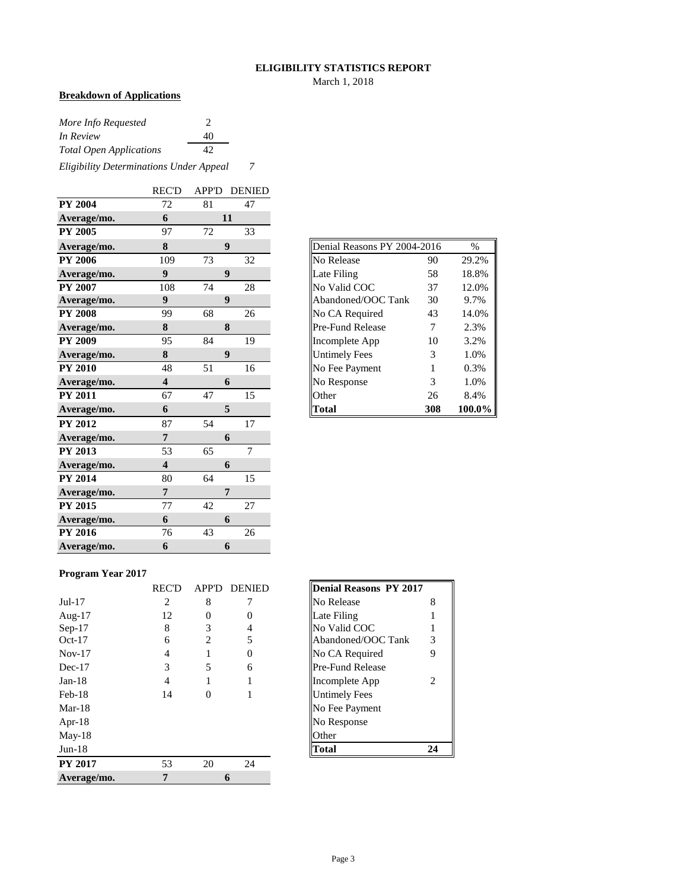## ELIGIBILITY STATISTICS REPORT

March 1, 2018

**Breakdown of Applications**

| | |
|---|---|
| *More Info Requested* | 2 |
| *In Review* | 40 |
| *Total Open Applications* | 42 |
| *Eligibility Determinations Under Appeal* | *7* |

| | REC'D | APP'D | DENIED |
|---|---|---|---|
| **PY 2004** | 72 | 81 | 47 |
| **Average/mo.** | **6** | **11** | |
| **PY 2005** | 97 | 72 | 33 |
| **Average/mo.** | **8** | **9** | |
| **PY 2006** | 109 | 73 | 32 |
| **Average/mo.** | **9** | **9** | |
| **PY 2007** | 108 | 74 | 28 |
| **Average/mo.** | **9** | **9** | |
| **PY 2008** | 99 | 68 | 26 |
| **Average/mo.** | **8** | **8** | |
| **PY 2009** | 95 | 84 | 19 |
| **Average/mo.** | **8** | **9** | |
| **PY 2010** | 48 | 51 | 16 |
| **Average/mo.** | **4** | **6** | |
| **PY 2011** | 67 | 47 | 15 |
| **Average/mo.** | **6** | **5** | |
| **PY 2012** | 87 | 54 | 17 |
| **Average/mo.** | **7** | **6** | |
| **PY 2013** | 53 | 65 | 7 |
| **Average/mo.** | **4** | **6** | |
| **PY 2014** | 80 | 64 | 15 |
| **Average/mo.** | **7** | **7** | |
| **PY 2015** | 77 | 42 | 27 |
| **Average/mo.** | **6** | **6** | |
| **PY 2016** | 76 | 43 | 26 |
| **Average/mo.** | **6** | **6** | |

| Denial Reasons PY 2004-2016 | | % |
|---|---|---|
| No Release | 90 | 29.2% |
| Late Filing | 58 | 18.8% |
| No Valid COC | 37 | 12.0% |
| Abandoned/OOC Tank | 30 | 9.7% |
| No CA Required | 43 | 14.0% |
| Pre-Fund Release | 7 | 2.3% |
| Incomplete App | 10 | 3.2% |
| Untimely Fees | 3 | 1.0% |
| No Fee Payment | 1 | 0.3% |
| No Response | 3 | 1.0% |
| Other | 26 | 8.4% |
| **Total** | **308** | **100.0%** |

**Program Year 2017**

| | REC'D | APP'D | DENIED |
|---|---|---|---|
| Jul-17 | 2 | 8 | 7 |
| Aug-17 | 12 | 0 | 0 |
| Sep-17 | 8 | 3 | 4 |
| Oct-17 | 6 | 2 | 5 |
| Nov-17 | 4 | 1 | 0 |
| Dec-17 | 3 | 5 | 6 |
| Jan-18 | 4 | 1 | 1 |
| Feb-18 | 14 | 0 | 1 |
| Mar-18 | | | |
| Apr-18 | | | |
| May-18 | | | |
| Jun-18 | | | |
| **PY 2017** | 53 | 20 | 24 |
| **Average/mo.** | **7** | **6** | |

| **Denial Reasons PY 2017** | |
|---|---|
| No Release | 8 |
| Late Filing | 1 |
| No Valid COC | 1 |
| Abandoned/OOC Tank | 3 |
| No CA Required | 9 |
| Pre-Fund Release | |
| Incomplete App | 2 |
| Untimely Fees | |
| No Fee Payment | |
| No Response | |
| Other | |
| **Total** | **24** |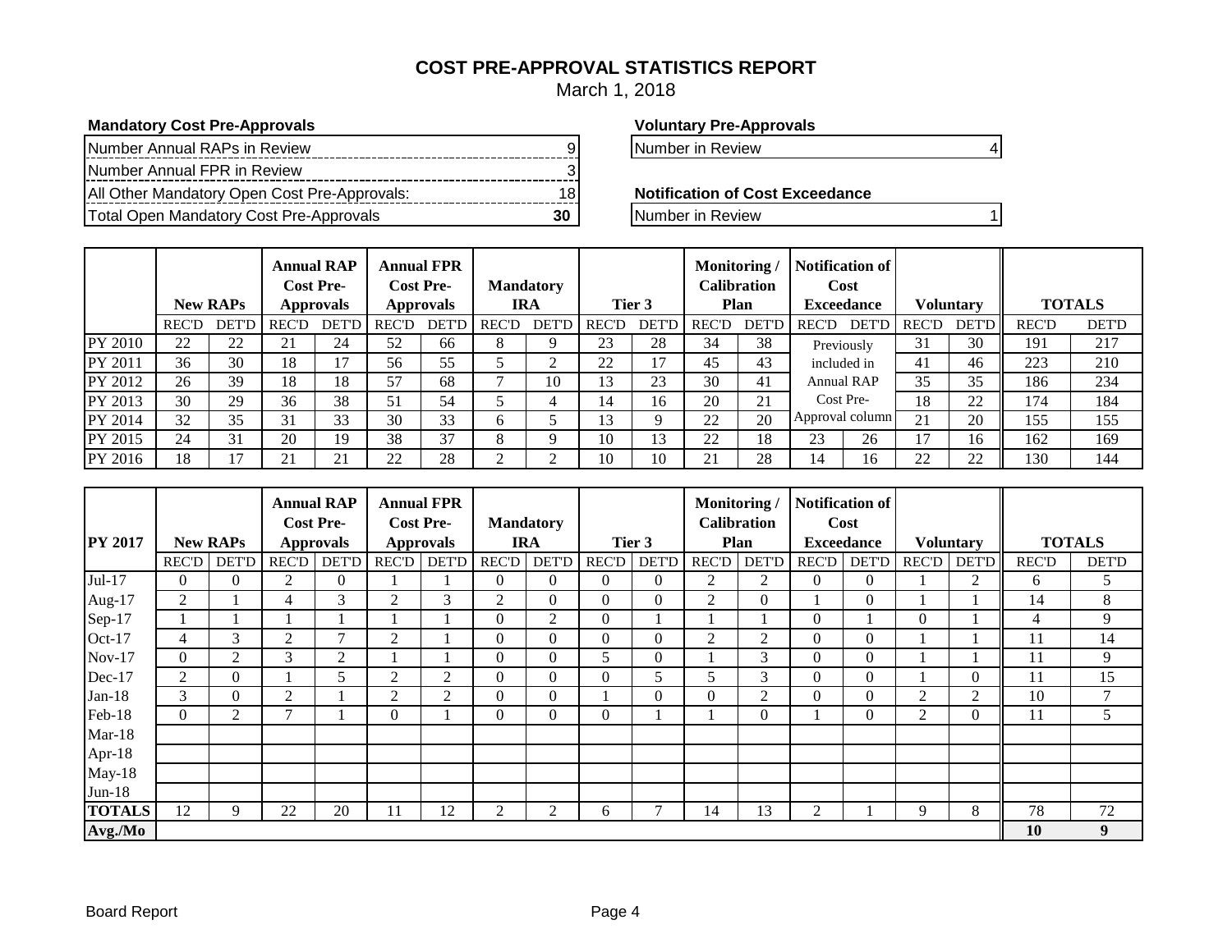# COST PRE-APPROVAL STATISTICS REPORT

March 1, 2018

**Mandatory Cost Pre-Approvals**

| | |
|---|---|
| Number Annual RAPs in Review | 9 |
| Number Annual FPR in Review | 3 |
| All Other Mandatory Open Cost Pre-Approvals: | 18 |
| Total Open Mandatory Cost Pre-Approvals | **30** |

**Voluntary Pre-Approvals**

| | |
|---|---|
| Number in Review | 4 |

**Notification of Cost Exceedance**

| | |
|---|---|
| Number in Review | 1 |

| | New RAPs | | Annual RAP Cost Pre-Approvals | | Annual FPR Cost Pre-Approvals | | Mandatory IRA | | Tier 3 | | Monitoring / Calibration Plan | | Notification of Cost Exceedance | | Voluntary | | TOTALS | |
|---|---|---|---|---|---|---|---|---|---|---|---|---|---|---|---|---|---|---|
| | REC'D | DET'D | REC'D | DET'D | REC'D | DET'D | REC'D | DET'D | REC'D | DET'D | REC'D | DET'D | REC'D | DET'D | REC'D | DET'D | REC'D | DET'D |
| PY 2010 | 22 | 22 | 21 | 24 | 52 | 66 | 8 | 9 | 23 | 28 | 34 | 38 | Previously included in Annual RAP Cost Pre-Approval column | | 31 | 30 | 191 | 217 |
| PY 2011 | 36 | 30 | 18 | 17 | 56 | 55 | 5 | 2 | 22 | 17 | 45 | 43 | | | 41 | 46 | 223 | 210 |
| PY 2012 | 26 | 39 | 18 | 18 | 57 | 68 | 7 | 10 | 13 | 23 | 30 | 41 | | | 35 | 35 | 186 | 234 |
| PY 2013 | 30 | 29 | 36 | 38 | 51 | 54 | 5 | 4 | 14 | 16 | 20 | 21 | | | 18 | 22 | 174 | 184 |
| PY 2014 | 32 | 35 | 31 | 33 | 30 | 33 | 6 | 5 | 13 | 9 | 22 | 20 | | | 21 | 20 | 155 | 155 |
| PY 2015 | 24 | 31 | 20 | 19 | 38 | 37 | 8 | 9 | 10 | 13 | 22 | 18 | 23 | 26 | 17 | 16 | 162 | 169 |
| PY 2016 | 18 | 17 | 21 | 21 | 22 | 28 | 2 | 2 | 10 | 10 | 21 | 28 | 14 | 16 | 22 | 22 | 130 | 144 |

| PY 2017 | New RAPs | | Annual RAP Cost Pre-Approvals | | Annual FPR Cost Pre-Approvals | | Mandatory IRA | | Tier 3 | | Monitoring / Calibration Plan | | Notification of Cost Exceedance | | Voluntary | | TOTALS | |
|---|---|---|---|---|---|---|---|---|---|---|---|---|---|---|---|---|---|---|
| | REC'D | DET'D | REC'D | DET'D | REC'D | DET'D | REC'D | DET'D | REC'D | DET'D | REC'D | DET'D | REC'D | DET'D | REC'D | DET'D | REC'D | DET'D |
| Jul-17 | 0 | 0 | 2 | 0 | 1 | 1 | 0 | 0 | 0 | 0 | 2 | 2 | 0 | 0 | 1 | 2 | 6 | 5 |
| Aug-17 | 2 | 1 | 4 | 3 | 2 | 3 | 2 | 0 | 0 | 0 | 2 | 0 | 1 | 0 | 1 | 1 | 14 | 8 |
| Sep-17 | 1 | 1 | 1 | 1 | 1 | 1 | 0 | 2 | 0 | 1 | 1 | 1 | 0 | 1 | 0 | 1 | 4 | 9 |
| Oct-17 | 4 | 3 | 2 | 7 | 2 | 1 | 0 | 0 | 0 | 0 | 2 | 2 | 0 | 0 | 1 | 1 | 11 | 14 |
| Nov-17 | 0 | 2 | 3 | 2 | 1 | 1 | 0 | 0 | 5 | 0 | 1 | 3 | 0 | 0 | 1 | 1 | 11 | 9 |
| Dec-17 | 2 | 0 | 1 | 5 | 2 | 2 | 0 | 0 | 0 | 5 | 5 | 3 | 0 | 0 | 1 | 0 | 11 | 15 |
| Jan-18 | 3 | 0 | 2 | 1 | 2 | 2 | 0 | 0 | 1 | 0 | 0 | 2 | 0 | 0 | 2 | 2 | 10 | 7 |
| Feb-18 | 0 | 2 | 7 | 1 | 0 | 1 | 0 | 0 | 0 | 1 | 1 | 0 | 1 | 0 | 2 | 0 | 11 | 5 |
| Mar-18 | | | | | | | | | | | | | | | | | | |
| Apr-18 | | | | | | | | | | | | | | | | | | |
| May-18 | | | | | | | | | | | | | | | | | | |
| Jun-18 | | | | | | | | | | | | | | | | | | |
| **TOTALS** | 12 | 9 | 22 | 20 | 11 | 12 | 2 | 2 | 6 | 7 | 14 | 13 | 2 | 1 | 9 | 8 | 78 | 72 |
| **Avg./Mo** | | | | | | | | | | | | | | | | | **10** | **9** |

Board Report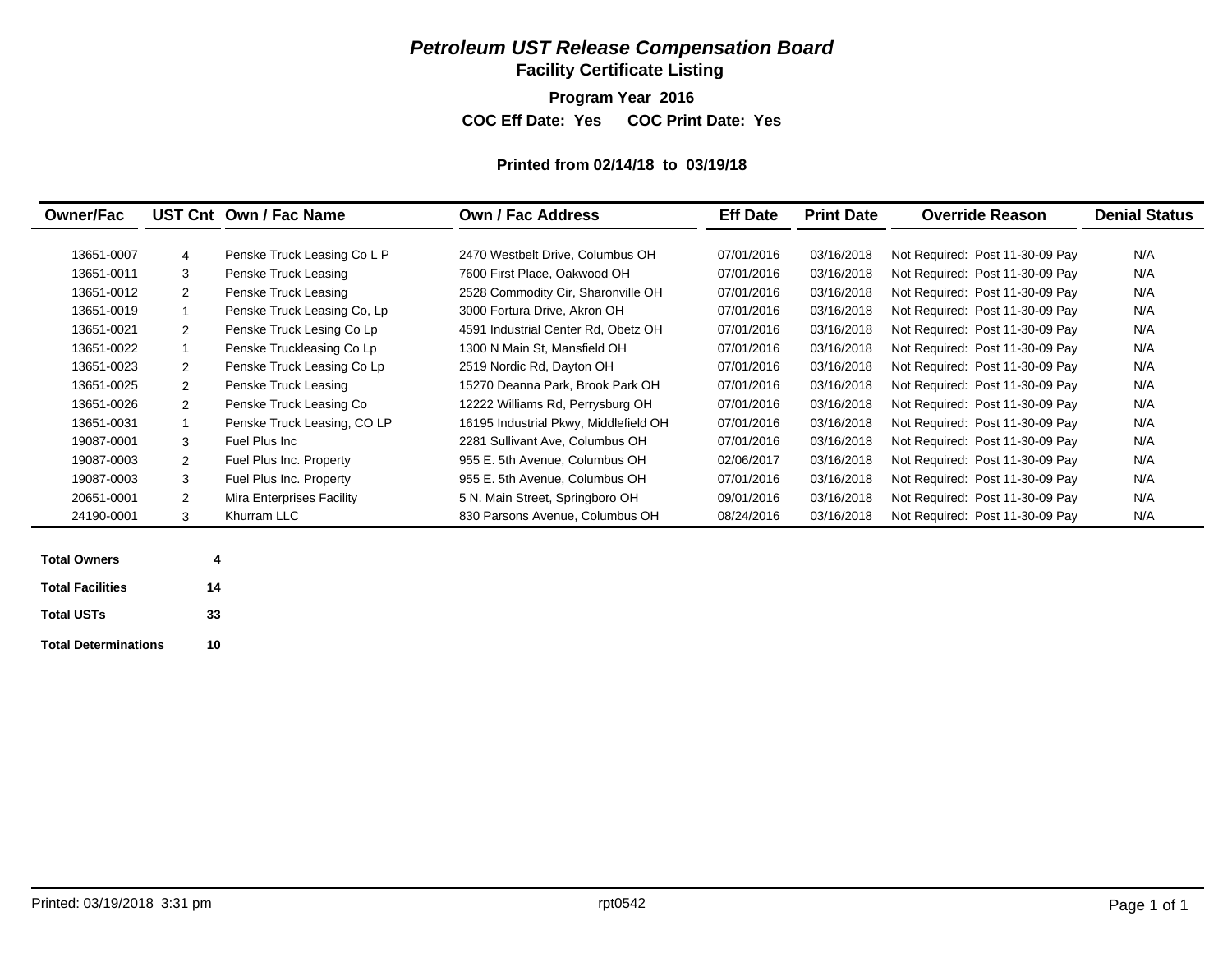# *Petroleum UST Release Compensation Board*

## Facility Certificate Listing

**Program Year 2016**

**COC Eff Date: Yes COC Print Date: Yes**

**Printed from 02/14/18 to 03/19/18**

| Owner/Fac | UST Cnt | Own / Fac Name | Own / Fac Address | Eff Date | Print Date | Override Reason | Denial Status |
|---|---|---|---|---|---|---|---|
| 13651-0007 | 4 | Penske Truck Leasing Co L P | 2470 Westbelt Drive, Columbus OH | 07/01/2016 | 03/16/2018 | Not Required: Post 11-30-09 Pay | N/A |
| 13651-0011 | 3 | Penske Truck Leasing | 7600 First Place, Oakwood OH | 07/01/2016 | 03/16/2018 | Not Required: Post 11-30-09 Pay | N/A |
| 13651-0012 | 2 | Penske Truck Leasing | 2528 Commodity Cir, Sharonville OH | 07/01/2016 | 03/16/2018 | Not Required: Post 11-30-09 Pay | N/A |
| 13651-0019 | 1 | Penske Truck Leasing Co, Lp | 3000 Fortura Drive, Akron OH | 07/01/2016 | 03/16/2018 | Not Required: Post 11-30-09 Pay | N/A |
| 13651-0021 | 2 | Penske Truck Lesing Co Lp | 4591 Industrial Center Rd, Obetz OH | 07/01/2016 | 03/16/2018 | Not Required: Post 11-30-09 Pay | N/A |
| 13651-0022 | 1 | Penske Truckleasing Co Lp | 1300 N Main St, Mansfield OH | 07/01/2016 | 03/16/2018 | Not Required: Post 11-30-09 Pay | N/A |
| 13651-0023 | 2 | Penske Truck Leasing Co Lp | 2519 Nordic Rd, Dayton OH | 07/01/2016 | 03/16/2018 | Not Required: Post 11-30-09 Pay | N/A |
| 13651-0025 | 2 | Penske Truck Leasing | 15270 Deanna Park, Brook Park OH | 07/01/2016 | 03/16/2018 | Not Required: Post 11-30-09 Pay | N/A |
| 13651-0026 | 2 | Penske Truck Leasing Co | 12222 Williams Rd, Perrysburg OH | 07/01/2016 | 03/16/2018 | Not Required: Post 11-30-09 Pay | N/A |
| 13651-0031 | 1 | Penske Truck Leasing, CO LP | 16195 Industrial Pkwy, Middlefield OH | 07/01/2016 | 03/16/2018 | Not Required: Post 11-30-09 Pay | N/A |
| 19087-0001 | 3 | Fuel Plus Inc | 2281 Sullivant Ave, Columbus OH | 07/01/2016 | 03/16/2018 | Not Required: Post 11-30-09 Pay | N/A |
| 19087-0003 | 2 | Fuel Plus Inc. Property | 955 E. 5th Avenue, Columbus OH | 02/06/2017 | 03/16/2018 | Not Required: Post 11-30-09 Pay | N/A |
| 19087-0003 | 3 | Fuel Plus Inc. Property | 955 E. 5th Avenue, Columbus OH | 07/01/2016 | 03/16/2018 | Not Required: Post 11-30-09 Pay | N/A |
| 20651-0001 | 2 | Mira Enterprises Facility | 5 N. Main Street, Springboro OH | 09/01/2016 | 03/16/2018 | Not Required: Post 11-30-09 Pay | N/A |
| 24190-0001 | 3 | Khurram LLC | 830 Parsons Avenue, Columbus OH | 08/24/2016 | 03/16/2018 | Not Required: Post 11-30-09 Pay | N/A |

| | |
|---|---|
| **Total Owners** | **4** |
| **Total Facilities** | **14** |
| **Total USTs** | **33** |
| **Total Determinations** | **10** |

Printed: 03/19/2018 3:31 pm rpt0542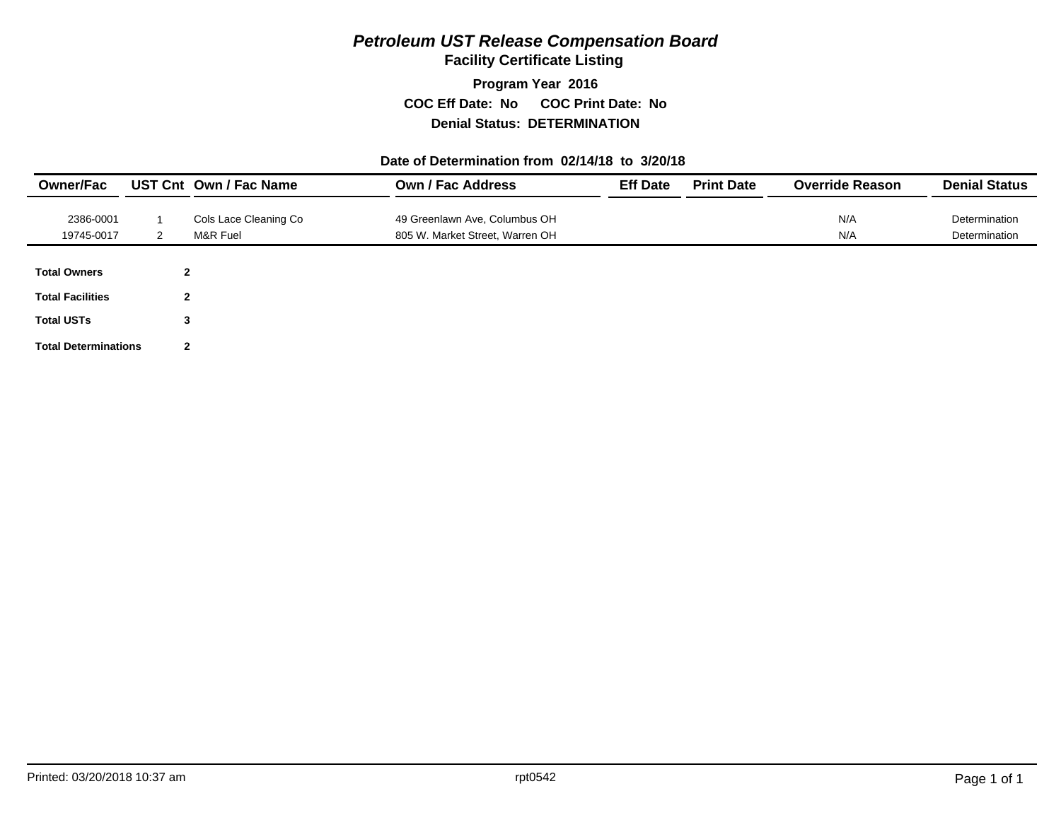# *Petroleum UST Release Compensation Board*

## Facility Certificate Listing

**Program Year 2016**

**COC Eff Date: No COC Print Date: No**

**Denial Status: DETERMINATION**

**Date of Determination from 02/14/18 to 3/20/18**

| Owner/Fac | UST Cnt | Own / Fac Name | Own / Fac Address | Eff Date | Print Date | Override Reason | Denial Status |
|---|---|---|---|---|---|---|---|
| 2386-0001 | 1 | Cols Lace Cleaning Co | 49 Greenlawn Ave, Columbus OH | | | N/A | Determination |
| 19745-0017 | 2 | M&R Fuel | 805 W. Market Street, Warren OH | | | N/A | Determination |

| | |
|---|---|
| **Total Owners** | **2** |
| **Total Facilities** | **2** |
| **Total USTs** | **3** |
| **Total Determinations** | **2** |

Printed: 03/20/2018 10:37 am rpt0542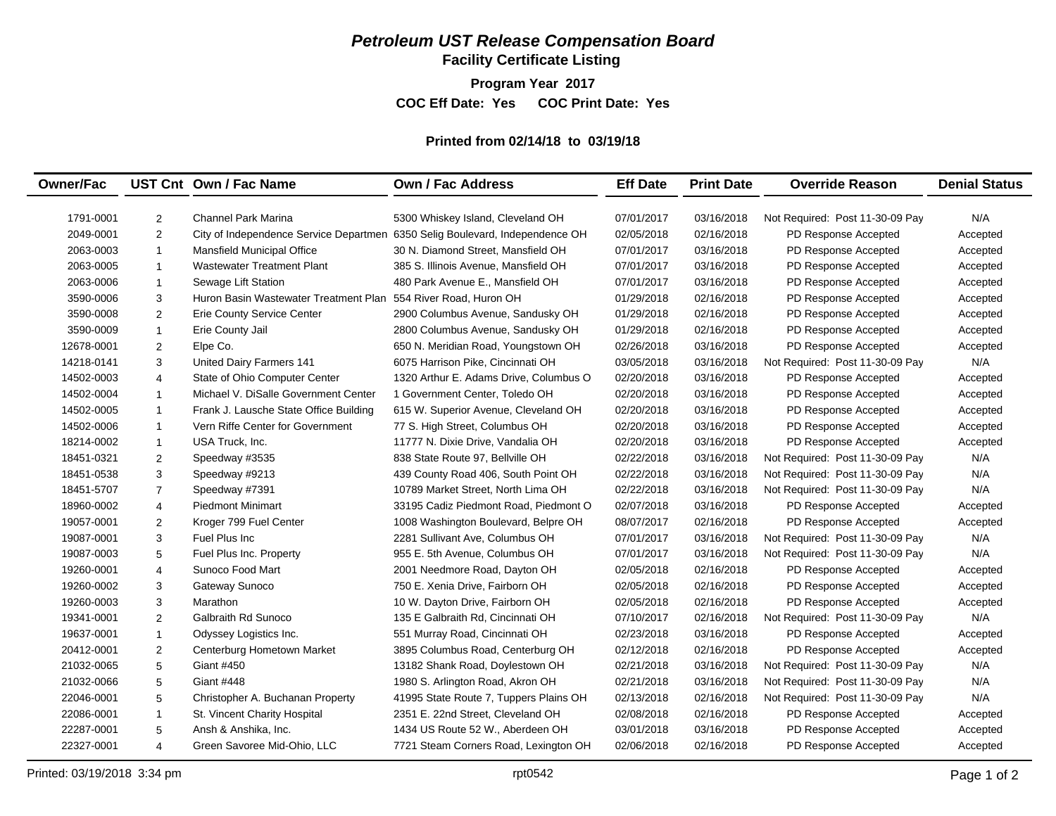# *Petroleum UST Release Compensation Board*

## Facility Certificate Listing

**Program Year 2017**

**COC Eff Date: Yes COC Print Date: Yes**

**Printed from 02/14/18 to 03/19/18**

| Owner/Fac | UST Cnt | Own / Fac Name | Own / Fac Address | Eff Date | Print Date | Override Reason | Denial Status |
|---|---|---|---|---|---|---|---|
| 1791-0001 | 2 | Channel Park Marina | 5300 Whiskey Island, Cleveland OH | 07/01/2017 | 03/16/2018 | Not Required: Post 11-30-09 Pay | N/A |
| 2049-0001 | 2 | City of Independence Service Departmen | 6350 Selig Boulevard, Independence OH | 02/05/2018 | 02/16/2018 | PD Response Accepted | Accepted |
| 2063-0003 | 1 | Mansfield Municipal Office | 30 N. Diamond Street, Mansfield OH | 07/01/2017 | 03/16/2018 | PD Response Accepted | Accepted |
| 2063-0005 | 1 | Wastewater Treatment Plant | 385 S. Illinois Avenue, Mansfield OH | 07/01/2017 | 03/16/2018 | PD Response Accepted | Accepted |
| 2063-0006 | 1 | Sewage Lift Station | 480 Park Avenue E., Mansfield OH | 07/01/2017 | 03/16/2018 | PD Response Accepted | Accepted |
| 3590-0006 | 3 | Huron Basin Wastewater Treatment Plan | 554 River Road, Huron OH | 01/29/2018 | 02/16/2018 | PD Response Accepted | Accepted |
| 3590-0008 | 2 | Erie County Service Center | 2900 Columbus Avenue, Sandusky OH | 01/29/2018 | 02/16/2018 | PD Response Accepted | Accepted |
| 3590-0009 | 1 | Erie County Jail | 2800 Columbus Avenue, Sandusky OH | 01/29/2018 | 02/16/2018 | PD Response Accepted | Accepted |
| 12678-0001 | 2 | Elpe Co. | 650 N. Meridian Road, Youngstown OH | 02/26/2018 | 03/16/2018 | PD Response Accepted | Accepted |
| 14218-0141 | 3 | United Dairy Farmers 141 | 6075 Harrison Pike, Cincinnati OH | 03/05/2018 | 03/16/2018 | Not Required: Post 11-30-09 Pay | N/A |
| 14502-0003 | 4 | State of Ohio Computer Center | 1320 Arthur E. Adams Drive, Columbus O | 02/20/2018 | 03/16/2018 | PD Response Accepted | Accepted |
| 14502-0004 | 1 | Michael V. DiSalle Government Center | 1 Government Center, Toledo OH | 02/20/2018 | 03/16/2018 | PD Response Accepted | Accepted |
| 14502-0005 | 1 | Frank J. Lausche State Office Building | 615 W. Superior Avenue, Cleveland OH | 02/20/2018 | 03/16/2018 | PD Response Accepted | Accepted |
| 14502-0006 | 1 | Vern Riffe Center for Government | 77 S. High Street, Columbus OH | 02/20/2018 | 03/16/2018 | PD Response Accepted | Accepted |
| 18214-0002 | 1 | USA Truck, Inc. | 11777 N. Dixie Drive, Vandalia OH | 02/20/2018 | 03/16/2018 | PD Response Accepted | Accepted |
| 18451-0321 | 2 | Speedway #3535 | 838 State Route 97, Bellville OH | 02/22/2018 | 03/16/2018 | Not Required: Post 11-30-09 Pay | N/A |
| 18451-0538 | 3 | Speedway #9213 | 439 County Road 406, South Point OH | 02/22/2018 | 03/16/2018 | Not Required: Post 11-30-09 Pay | N/A |
| 18451-5707 | 7 | Speedway #7391 | 10789 Market Street, North Lima OH | 02/22/2018 | 03/16/2018 | Not Required: Post 11-30-09 Pay | N/A |
| 18960-0002 | 4 | Piedmont Minimart | 33195 Cadiz Piedmont Road, Piedmont O | 02/07/2018 | 03/16/2018 | PD Response Accepted | Accepted |
| 19057-0001 | 2 | Kroger 799 Fuel Center | 1008 Washington Boulevard, Belpre OH | 08/07/2017 | 02/16/2018 | PD Response Accepted | Accepted |
| 19087-0001 | 3 | Fuel Plus Inc | 2281 Sullivant Ave, Columbus OH | 07/01/2017 | 03/16/2018 | Not Required: Post 11-30-09 Pay | N/A |
| 19087-0003 | 5 | Fuel Plus Inc. Property | 955 E. 5th Avenue, Columbus OH | 07/01/2017 | 03/16/2018 | Not Required: Post 11-30-09 Pay | N/A |
| 19260-0001 | 4 | Sunoco Food Mart | 2001 Needmore Road, Dayton OH | 02/05/2018 | 02/16/2018 | PD Response Accepted | Accepted |
| 19260-0002 | 3 | Gateway Sunoco | 750 E. Xenia Drive, Fairborn OH | 02/05/2018 | 02/16/2018 | PD Response Accepted | Accepted |
| 19260-0003 | 3 | Marathon | 10 W. Dayton Drive, Fairborn OH | 02/05/2018 | 02/16/2018 | PD Response Accepted | Accepted |
| 19341-0001 | 2 | Galbraith Rd Sunoco | 135 E Galbraith Rd, Cincinnati OH | 07/10/2017 | 02/16/2018 | Not Required: Post 11-30-09 Pay | N/A |
| 19637-0001 | 1 | Odyssey Logistics Inc. | 551 Murray Road, Cincinnati OH | 02/23/2018 | 03/16/2018 | PD Response Accepted | Accepted |
| 20412-0001 | 2 | Centerburg Hometown Market | 3895 Columbus Road, Centerburg OH | 02/12/2018 | 02/16/2018 | PD Response Accepted | Accepted |
| 21032-0065 | 5 | Giant #450 | 13182 Shank Road, Doylestown OH | 02/21/2018 | 03/16/2018 | Not Required: Post 11-30-09 Pay | N/A |
| 21032-0066 | 5 | Giant #448 | 1980 S. Arlington Road, Akron OH | 02/21/2018 | 03/16/2018 | Not Required: Post 11-30-09 Pay | N/A |
| 22046-0001 | 5 | Christopher A. Buchanan Property | 41995 State Route 7, Tuppers Plains OH | 02/13/2018 | 02/16/2018 | Not Required: Post 11-30-09 Pay | N/A |
| 22086-0001 | 1 | St. Vincent Charity Hospital | 2351 E. 22nd Street, Cleveland OH | 02/08/2018 | 02/16/2018 | PD Response Accepted | Accepted |
| 22287-0001 | 5 | Ansh & Anshika, Inc. | 1434 US Route 52 W., Aberdeen OH | 03/01/2018 | 03/16/2018 | PD Response Accepted | Accepted |
| 22327-0001 | 4 | Green Savoree Mid-Ohio, LLC | 7721 Steam Corners Road, Lexington OH | 02/06/2018 | 02/16/2018 | PD Response Accepted | Accepted |

Printed: 03/19/2018 3:34 pm rpt0542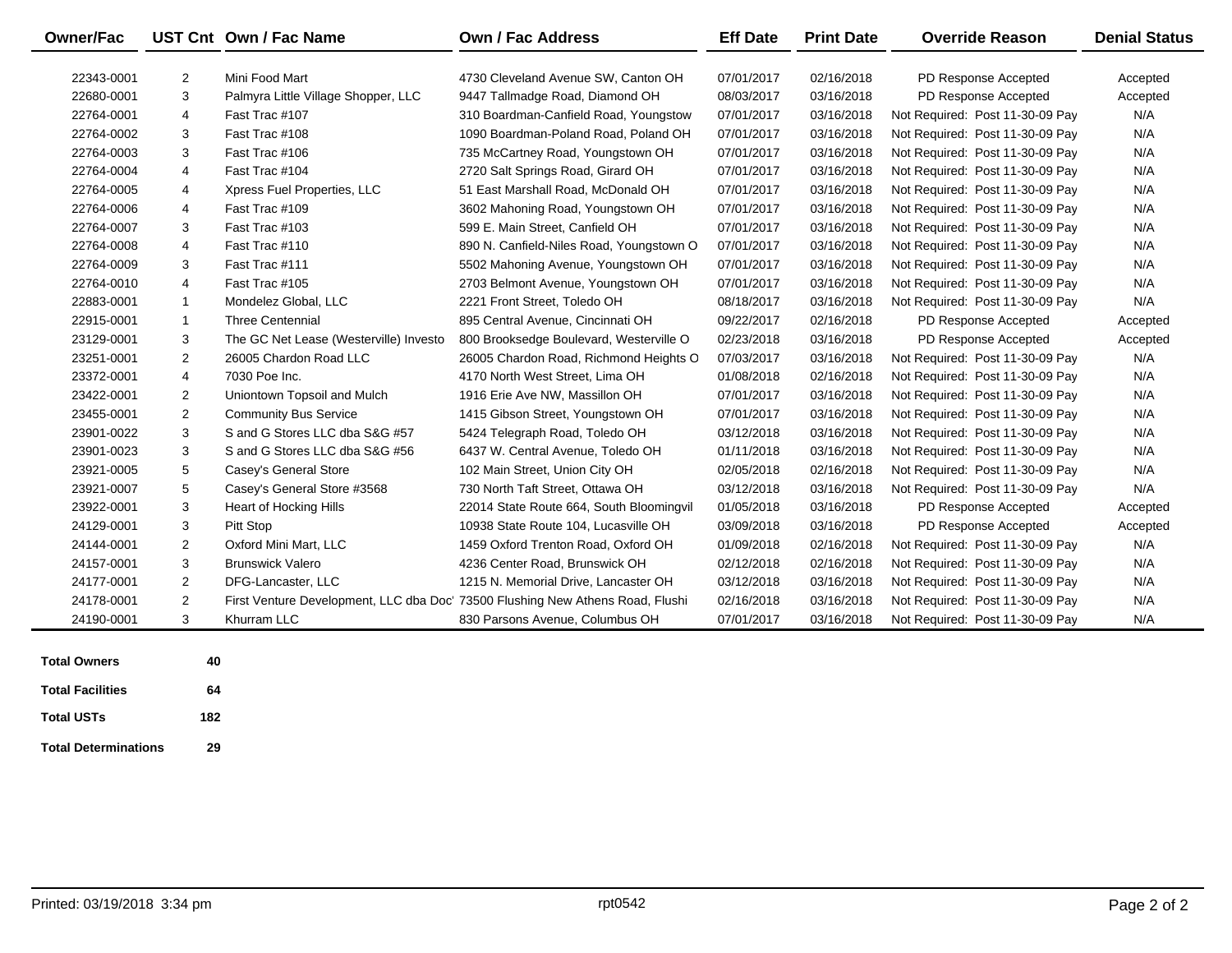| Owner/Fac | UST Cnt | Own / Fac Name | Own / Fac Address | Eff Date | Print Date | Override Reason | Denial Status |
|---|---|---|---|---|---|---|---|
| 22343-0001 | 2 | Mini Food Mart | 4730 Cleveland Avenue SW, Canton OH | 07/01/2017 | 02/16/2018 | PD Response Accepted | Accepted |
| 22680-0001 | 3 | Palmyra Little Village Shopper, LLC | 9447 Tallmadge Road, Diamond OH | 08/03/2017 | 03/16/2018 | PD Response Accepted | Accepted |
| 22764-0001 | 4 | Fast Trac #107 | 310 Boardman-Canfield Road, Youngstow | 07/01/2017 | 03/16/2018 | Not Required: Post 11-30-09 Pay | N/A |
| 22764-0002 | 3 | Fast Trac #108 | 1090 Boardman-Poland Road, Poland OH | 07/01/2017 | 03/16/2018 | Not Required: Post 11-30-09 Pay | N/A |
| 22764-0003 | 3 | Fast Trac #106 | 735 McCartney Road, Youngstown OH | 07/01/2017 | 03/16/2018 | Not Required: Post 11-30-09 Pay | N/A |
| 22764-0004 | 4 | Fast Trac #104 | 2720 Salt Springs Road, Girard OH | 07/01/2017 | 03/16/2018 | Not Required: Post 11-30-09 Pay | N/A |
| 22764-0005 | 4 | Xpress Fuel Properties, LLC | 51 East Marshall Road, McDonald OH | 07/01/2017 | 03/16/2018 | Not Required: Post 11-30-09 Pay | N/A |
| 22764-0006 | 4 | Fast Trac #109 | 3602 Mahoning Road, Youngstown OH | 07/01/2017 | 03/16/2018 | Not Required: Post 11-30-09 Pay | N/A |
| 22764-0007 | 3 | Fast Trac #103 | 599 E. Main Street, Canfield OH | 07/01/2017 | 03/16/2018 | Not Required: Post 11-30-09 Pay | N/A |
| 22764-0008 | 4 | Fast Trac #110 | 890 N. Canfield-Niles Road, Youngstown O | 07/01/2017 | 03/16/2018 | Not Required: Post 11-30-09 Pay | N/A |
| 22764-0009 | 3 | Fast Trac #111 | 5502 Mahoning Avenue, Youngstown OH | 07/01/2017 | 03/16/2018 | Not Required: Post 11-30-09 Pay | N/A |
| 22764-0010 | 4 | Fast Trac #105 | 2703 Belmont Avenue, Youngstown OH | 07/01/2017 | 03/16/2018 | Not Required: Post 11-30-09 Pay | N/A |
| 22883-0001 | 1 | Mondelez Global, LLC | 2221 Front Street, Toledo OH | 08/18/2017 | 03/16/2018 | Not Required: Post 11-30-09 Pay | N/A |
| 22915-0001 | 1 | Three Centennial | 895 Central Avenue, Cincinnati OH | 09/22/2017 | 02/16/2018 | PD Response Accepted | Accepted |
| 23129-0001 | 3 | The GC Net Lease (Westerville) Investo | 800 Brooksedge Boulevard, Westerville O | 02/23/2018 | 03/16/2018 | PD Response Accepted | Accepted |
| 23251-0001 | 2 | 26005 Chardon Road LLC | 26005 Chardon Road, Richmond Heights O | 07/03/2017 | 03/16/2018 | Not Required: Post 11-30-09 Pay | N/A |
| 23372-0001 | 4 | 7030 Poe Inc. | 4170 North West Street, Lima OH | 01/08/2018 | 02/16/2018 | Not Required: Post 11-30-09 Pay | N/A |
| 23422-0001 | 2 | Uniontown Topsoil and Mulch | 1916 Erie Ave NW, Massillon OH | 07/01/2017 | 03/16/2018 | Not Required: Post 11-30-09 Pay | N/A |
| 23455-0001 | 2 | Community Bus Service | 1415 Gibson Street, Youngstown OH | 07/01/2017 | 03/16/2018 | Not Required: Post 11-30-09 Pay | N/A |
| 23901-0022 | 3 | S and G Stores LLC dba S&G #57 | 5424 Telegraph Road, Toledo OH | 03/12/2018 | 03/16/2018 | Not Required: Post 11-30-09 Pay | N/A |
| 23901-0023 | 3 | S and G Stores LLC dba S&G #56 | 6437 W. Central Avenue, Toledo OH | 01/11/2018 | 03/16/2018 | Not Required: Post 11-30-09 Pay | N/A |
| 23921-0005 | 5 | Casey's General Store | 102 Main Street, Union City OH | 02/05/2018 | 02/16/2018 | Not Required: Post 11-30-09 Pay | N/A |
| 23921-0007 | 5 | Casey's General Store #3568 | 730 North Taft Street, Ottawa OH | 03/12/2018 | 03/16/2018 | Not Required: Post 11-30-09 Pay | N/A |
| 23922-0001 | 3 | Heart of Hocking Hills | 22014 State Route 664, South Bloomingvil | 01/05/2018 | 03/16/2018 | PD Response Accepted | Accepted |
| 24129-0001 | 3 | Pitt Stop | 10938 State Route 104, Lucasville OH | 03/09/2018 | 03/16/2018 | PD Response Accepted | Accepted |
| 24144-0001 | 2 | Oxford Mini Mart, LLC | 1459 Oxford Trenton Road, Oxford OH | 01/09/2018 | 02/16/2018 | Not Required: Post 11-30-09 Pay | N/A |
| 24157-0001 | 3 | Brunswick Valero | 4236 Center Road, Brunswick OH | 02/12/2018 | 02/16/2018 | Not Required: Post 11-30-09 Pay | N/A |
| 24177-0001 | 2 | DFG-Lancaster, LLC | 1215 N. Memorial Drive, Lancaster OH | 03/12/2018 | 03/16/2018 | Not Required: Post 11-30-09 Pay | N/A |
| 24178-0001 | 2 | First Venture Development, LLC dba Doc' | 73500 Flushing New Athens Road, Flushi | 02/16/2018 | 03/16/2018 | Not Required: Post 11-30-09 Pay | N/A |
| 24190-0001 | 3 | Khurram LLC | 830 Parsons Avenue, Columbus OH | 07/01/2017 | 03/16/2018 | Not Required: Post 11-30-09 Pay | N/A |

| | |
|---|---|
| **Total Owners** | **40** |
| **Total Facilities** | **64** |
| **Total USTs** | **182** |
| **Total Determinations** | **29** |

Printed: 03/19/2018 3:34 pm rpt0542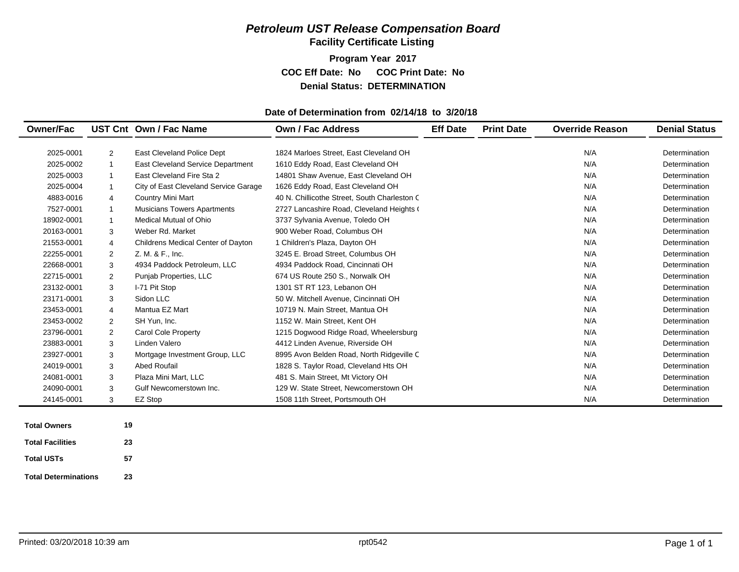# *Petroleum UST Release Compensation Board*

## Facility Certificate Listing

**Program Year 2017**

**COC Eff Date: No COC Print Date: No**

**Denial Status: DETERMINATION**

**Date of Determination from 02/14/18 to 3/20/18**

| Owner/Fac | UST Cnt | Own / Fac Name | Own / Fac Address | Eff Date | Print Date | Override Reason | Denial Status |
|---|---|---|---|---|---|---|---|
| 2025-0001 | 2 | East Cleveland Police Dept | 1824 Marloes Street, East Cleveland OH | | | N/A | Determination |
| 2025-0002 | 1 | East Cleveland Service Department | 1610 Eddy Road, East Cleveland OH | | | N/A | Determination |
| 2025-0003 | 1 | East Cleveland Fire Sta 2 | 14801 Shaw Avenue, East Cleveland OH | | | N/A | Determination |
| 2025-0004 | 1 | City of East Cleveland Service Garage | 1626 Eddy Road, East Cleveland OH | | | N/A | Determination |
| 4883-0016 | 4 | Country Mini Mart | 40 N. Chillicothe Street, South Charleston C | | | N/A | Determination |
| 7527-0001 | 1 | Musicians Towers Apartments | 2727 Lancashire Road, Cleveland Heights ( | | | N/A | Determination |
| 18902-0001 | 1 | Medical Mutual of Ohio | 3737 Sylvania Avenue, Toledo OH | | | N/A | Determination |
| 20163-0001 | 3 | Weber Rd. Market | 900 Weber Road, Columbus OH | | | N/A | Determination |
| 21553-0001 | 4 | Childrens Medical Center of Dayton | 1 Children's Plaza, Dayton OH | | | N/A | Determination |
| 22255-0001 | 2 | Z. M. & F., Inc. | 3245 E. Broad Street, Columbus OH | | | N/A | Determination |
| 22668-0001 | 3 | 4934 Paddock Petroleum, LLC | 4934 Paddock Road, Cincinnati OH | | | N/A | Determination |
| 22715-0001 | 2 | Punjab Properties, LLC | 674 US Route 250 S., Norwalk OH | | | N/A | Determination |
| 23132-0001 | 3 | I-71 Pit Stop | 1301 ST RT 123, Lebanon OH | | | N/A | Determination |
| 23171-0001 | 3 | Sidon LLC | 50 W. Mitchell Avenue, Cincinnati OH | | | N/A | Determination |
| 23453-0001 | 4 | Mantua EZ Mart | 10719 N. Main Street, Mantua OH | | | N/A | Determination |
| 23453-0002 | 2 | SH Yun, Inc. | 1152 W. Main Street, Kent OH | | | N/A | Determination |
| 23796-0001 | 2 | Carol Cole Property | 1215 Dogwood Ridge Road, Wheelersburg | | | N/A | Determination |
| 23883-0001 | 3 | Linden Valero | 4412 Linden Avenue, Riverside OH | | | N/A | Determination |
| 23927-0001 | 3 | Mortgage Investment Group, LLC | 8995 Avon Belden Road, North Ridgeville C | | | N/A | Determination |
| 24019-0001 | 3 | Abed Roufail | 1828 S. Taylor Road, Cleveland Hts OH | | | N/A | Determination |
| 24081-0001 | 3 | Plaza Mini Mart, LLC | 481 S. Main Street, Mt Victory OH | | | N/A | Determination |
| 24090-0001 | 3 | Gulf Newcomerstown Inc. | 129 W. State Street, Newcomerstown OH | | | N/A | Determination |
| 24145-0001 | 3 | EZ Stop | 1508 11th Street, Portsmouth OH | | | N/A | Determination |

| | |
|---|---|
| **Total Owners** | **19** |
| **Total Facilities** | **23** |
| **Total USTs** | **57** |
| **Total Determinations** | **23** |

Printed: 03/20/2018 10:39 am rpt0542